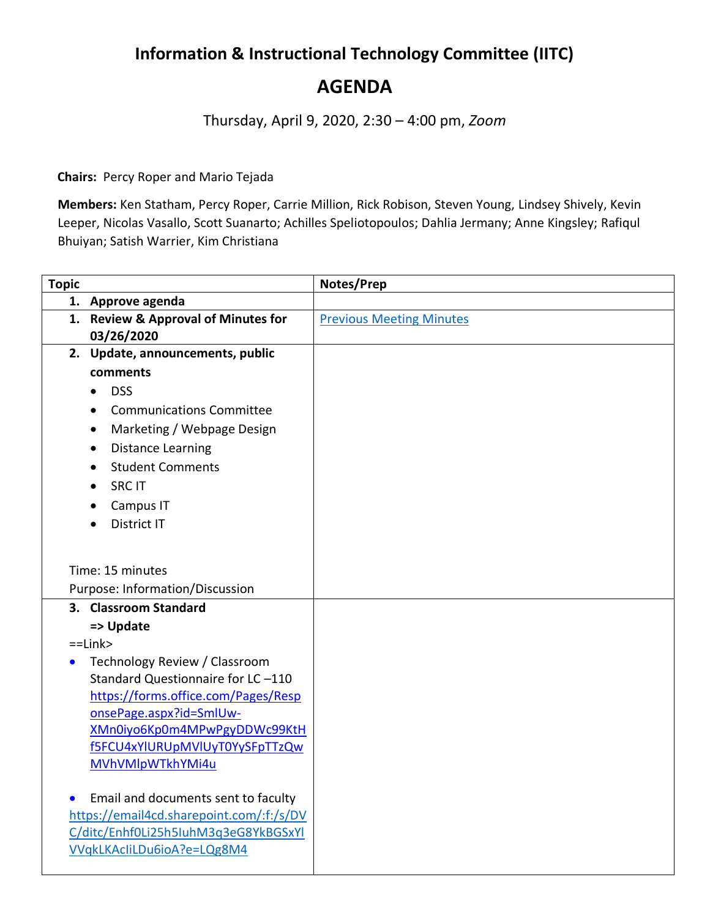# Information & Instructional Technology Committee (IITC)

## AGENDA

Thursday, April 9, 2020, 2:30 – 4:00 pm, *Zoom*

**Chairs:** Percy Roper and Mario Tejada

**Members:** Ken Statham, Percy Roper, Carrie Million, Rick Robison, Steven Young, Lindsey Shively, Kevin Leeper, Nicolas Vasallo, Scott Suanarto; Achilles Speliotopoulos; Dahlia Jermany; Anne Kingsley; Rafiqul Bhuiyan; Satish Warrier, Kim Christiana

| Topic | Notes/Prep |
| --- | --- |
| **1. Approve agenda** | |
| **1. Review & Approval of Minutes for 03/26/2020** | [Previous Meeting Minutes] |
| **2. Update, announcements, public comments**<br>• DSS<br>• Communications Committee<br>• Marketing / Webpage Design<br>• Distance Learning<br>• Student Comments<br>• SRC IT<br>• Campus IT<br>• District IT<br><br>Time: 15 minutes<br>Purpose: Information/Discussion | |
| **3. Classroom Standard**<br>**=> Update**<br>==Link><br>• Technology Review / Classroom Standard Questionnaire for LC –110 https://forms.office.com/Pages/ResponsePage.aspx?id=SmlUw-XMn0iyo6Kp0m4MPwPgyDDWc99KtHf5FCU4xYlURUpMVlUyT0YySFpTTzQwMVhVMlpWTkhYMi4u<br><br>• Email and documents sent to faculty https://email4cd.sharepoint.com/:f:/s/DVC/ditc/Enhf0Li25h5IuhM3q3eG8YkBGSxYlVVqkLKAcIiLDu6ioA?e=LQg8M4 | |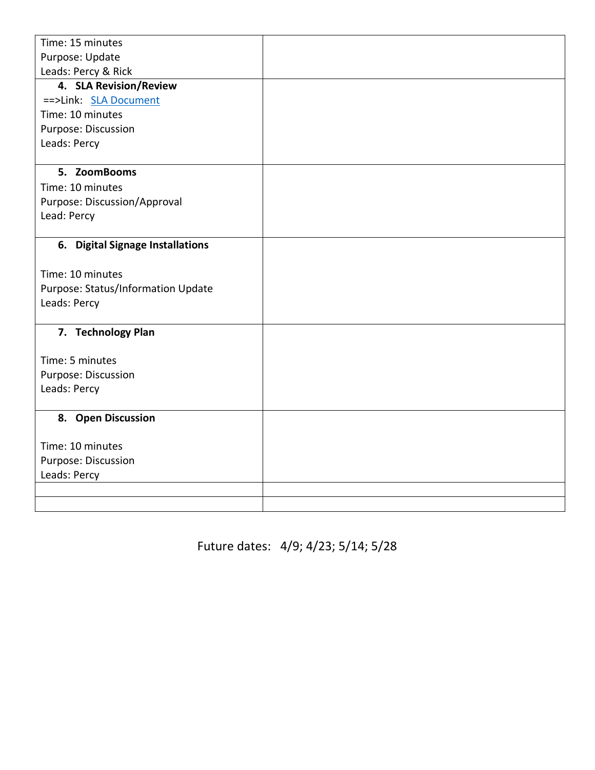| | |
|---|---|
| Time: 15 minutes<br>Purpose: Update<br>Leads: Percy & Rick | |
| **4. SLA Revision/Review**<br>==>Link: SLA Document<br>Time: 10 minutes<br>Purpose: Discussion<br>Leads: Percy | |
| **5. ZoomBooms**<br>Time: 10 minutes<br>Purpose: Discussion/Approval<br>Lead: Percy | |
| **6. Digital Signage Installations**<br><br>Time: 10 minutes<br>Purpose: Status/Information Update<br>Leads: Percy | |
| **7. Technology Plan**<br><br>Time: 5 minutes<br>Purpose: Discussion<br>Leads: Percy | |
| **8. Open Discussion**<br><br>Time: 10 minutes<br>Purpose: Discussion<br>Leads: Percy | |
| | |
| | |

Future dates: 4/9; 4/23; 5/14; 5/28